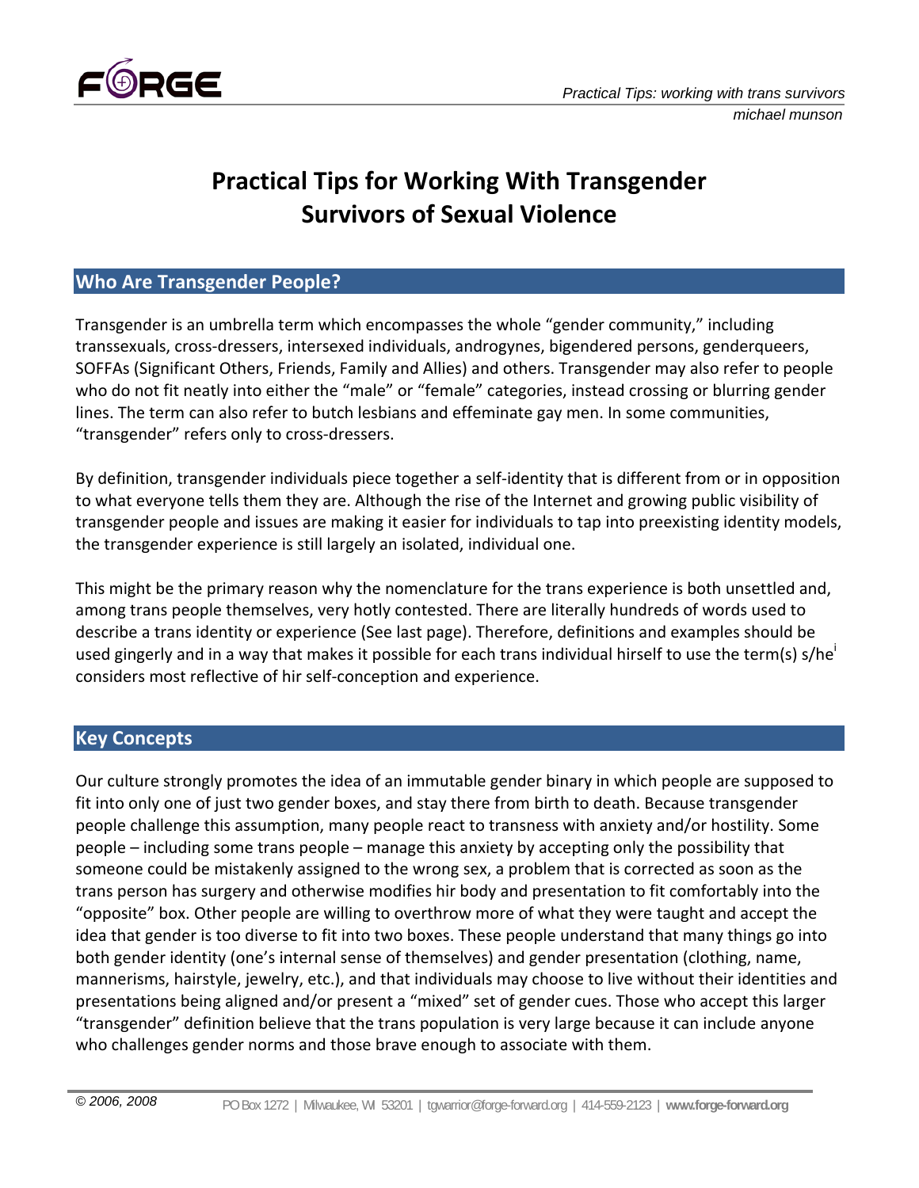# Practical Tips for Working With Transgender Survivors of Sexual Violence

## Who Are Transgender People?

Transgender is an umbrella term which encompasses the whole "gender community," including transsexuals, cross-dressers, intersexed individuals, androgynes, bigendered persons, genderqueers, SOFFAs (Significant Others, Friends, Family and Allies) and others. Transgender may also refer to people who do not fit neatly into either the "male" or "female" categories, instead crossing or blurring gender lines. The term can also refer to butch lesbians and effeminate gay men. In some communities, "transgender" refers only to cross-dressers.

By definition, transgender individuals piece together a self-identity that is different from or in opposition to what everyone tells them they are. Although the rise of the Internet and growing public visibility of transgender people and issues are making it easier for individuals to tap into preexisting identity models, the transgender experience is still largely an isolated, individual one.

This might be the primary reason why the nomenclature for the trans experience is both unsettled and, among trans people themselves, very hotly contested. There are literally hundreds of words used to describe a trans identity or experience (See last page). Therefore, definitions and examples should be used gingerly and in a way that makes it possible for each trans individual hirself to use the term(s) s/he[i] considers most reflective of hir self-conception and experience.

## Key Concepts

Our culture strongly promotes the idea of an immutable gender binary in which people are supposed to fit into only one of just two gender boxes, and stay there from birth to death. Because transgender people challenge this assumption, many people react to transness with anxiety and/or hostility. Some people – including some trans people – manage this anxiety by accepting only the possibility that someone could be mistakenly assigned to the wrong sex, a problem that is corrected as soon as the trans person has surgery and otherwise modifies hir body and presentation to fit comfortably into the "opposite" box. Other people are willing to overthrow more of what they were taught and accept the idea that gender is too diverse to fit into two boxes. These people understand that many things go into both gender identity (one's internal sense of themselves) and gender presentation (clothing, name, mannerisms, hairstyle, jewelry, etc.), and that individuals may choose to live without their identities and presentations being aligned and/or present a "mixed" set of gender cues. Those who accept this larger "transgender" definition believe that the trans population is very large because it can include anyone who challenges gender norms and those brave enough to associate with them.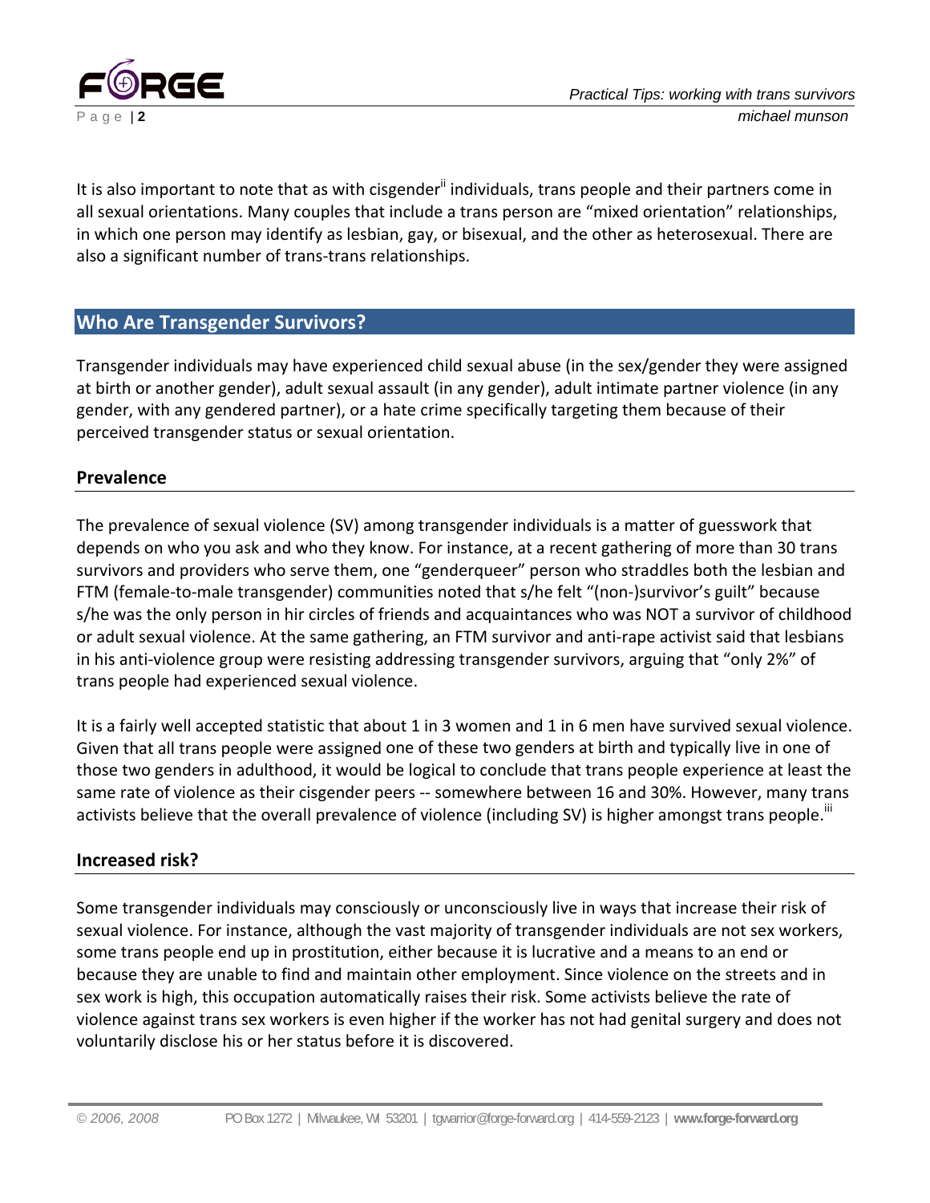It is also important to note that as with cisgender[ii] individuals, trans people and their partners come in all sexual orientations. Many couples that include a trans person are "mixed orientation" relationships, in which one person may identify as lesbian, gay, or bisexual, and the other as heterosexual. There are also a significant number of trans-trans relationships.

## Who Are Transgender Survivors?

Transgender individuals may have experienced child sexual abuse (in the sex/gender they were assigned at birth or another gender), adult sexual assault (in any gender), adult intimate partner violence (in any gender, with any gendered partner), or a hate crime specifically targeting them because of their perceived transgender status or sexual orientation.

### Prevalence

The prevalence of sexual violence (SV) among transgender individuals is a matter of guesswork that depends on who you ask and who they know. For instance, at a recent gathering of more than 30 trans survivors and providers who serve them, one "genderqueer" person who straddles both the lesbian and FTM (female-to-male transgender) communities noted that s/he felt "(non-)survivor's guilt" because s/he was the only person in hir circles of friends and acquaintances who was NOT a survivor of childhood or adult sexual violence. At the same gathering, an FTM survivor and anti-rape activist said that lesbians in his anti-violence group were resisting addressing transgender survivors, arguing that "only 2%" of trans people had experienced sexual violence.

It is a fairly well accepted statistic that about 1 in 3 women and 1 in 6 men have survived sexual violence. Given that all trans people were assigned one of these two genders at birth and typically live in one of those two genders in adulthood, it would be logical to conclude that trans people experience at least the same rate of violence as their cisgender peers -- somewhere between 16 and 30%. However, many trans activists believe that the overall prevalence of violence (including SV) is higher amongst trans people.[iii]

### Increased risk?

Some transgender individuals may consciously or unconsciously live in ways that increase their risk of sexual violence. For instance, although the vast majority of transgender individuals are not sex workers, some trans people end up in prostitution, either because it is lucrative and a means to an end or because they are unable to find and maintain other employment. Since violence on the streets and in sex work is high, this occupation automatically raises their risk. Some activists believe the rate of violence against trans sex workers is even higher if the worker has not had genital surgery and does not voluntarily disclose his or her status before it is discovered.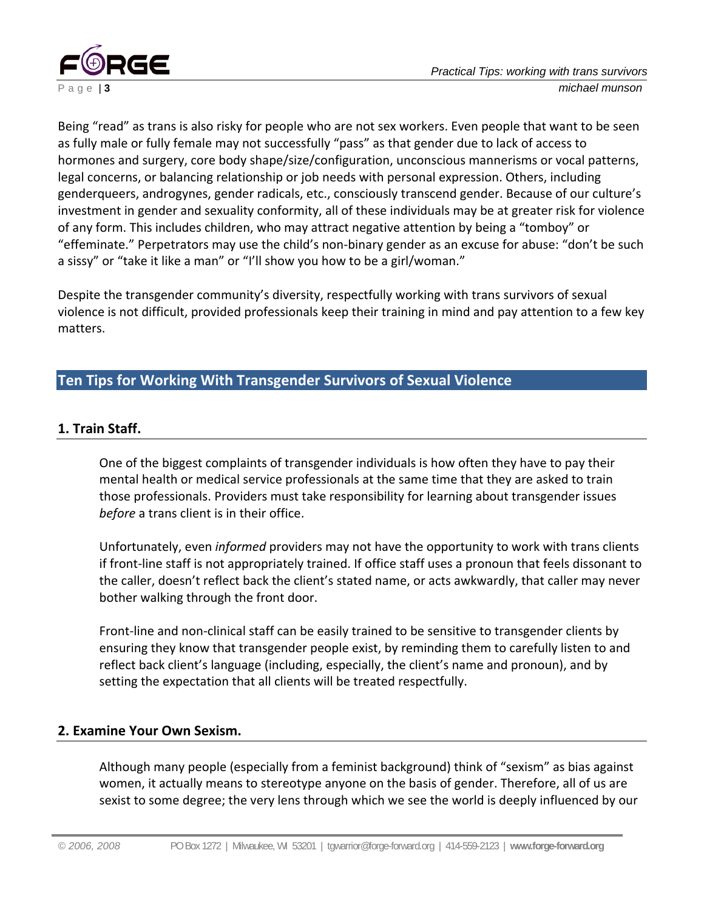Being "read" as trans is also risky for people who are not sex workers. Even people that want to be seen as fully male or fully female may not successfully "pass" as that gender due to lack of access to hormones and surgery, core body shape/size/configuration, unconscious mannerisms or vocal patterns, legal concerns, or balancing relationship or job needs with personal expression. Others, including genderqueers, androgynes, gender radicals, etc., consciously transcend gender. Because of our culture's investment in gender and sexuality conformity, all of these individuals may be at greater risk for violence of any form. This includes children, who may attract negative attention by being a "tomboy" or "effeminate." Perpetrators may use the child's non-binary gender as an excuse for abuse: "don't be such a sissy" or "take it like a man" or "I'll show you how to be a girl/woman."

Despite the transgender community's diversity, respectfully working with trans survivors of sexual violence is not difficult, provided professionals keep their training in mind and pay attention to a few key matters.

## Ten Tips for Working With Transgender Survivors of Sexual Violence

### 1. Train Staff.

One of the biggest complaints of transgender individuals is how often they have to pay their mental health or medical service professionals at the same time that they are asked to train those professionals. Providers must take responsibility for learning about transgender issues *before* a trans client is in their office.

Unfortunately, even *informed* providers may not have the opportunity to work with trans clients if front-line staff is not appropriately trained. If office staff uses a pronoun that feels dissonant to the caller, doesn't reflect back the client's stated name, or acts awkwardly, that caller may never bother walking through the front door.

Front-line and non-clinical staff can be easily trained to be sensitive to transgender clients by ensuring they know that transgender people exist, by reminding them to carefully listen to and reflect back client's language (including, especially, the client's name and pronoun), and by setting the expectation that all clients will be treated respectfully.

### 2. Examine Your Own Sexism.

Although many people (especially from a feminist background) think of "sexism" as bias against women, it actually means to stereotype anyone on the basis of gender. Therefore, all of us are sexist to some degree; the very lens through which we see the world is deeply influenced by our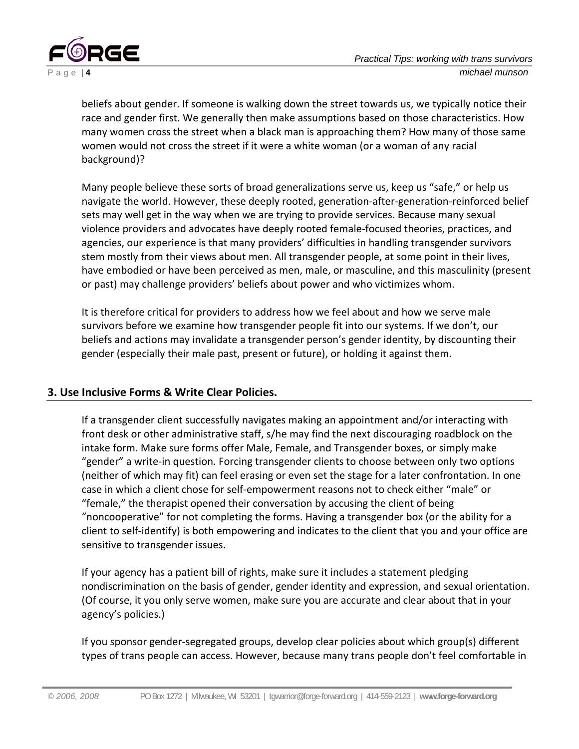beliefs about gender. If someone is walking down the street towards us, we typically notice their race and gender first. We generally then make assumptions based on those characteristics. How many women cross the street when a black man is approaching them? How many of those same women would not cross the street if it were a white woman (or a woman of any racial background)?

Many people believe these sorts of broad generalizations serve us, keep us "safe," or help us navigate the world. However, these deeply rooted, generation-after-generation-reinforced belief sets may well get in the way when we are trying to provide services. Because many sexual violence providers and advocates have deeply rooted female-focused theories, practices, and agencies, our experience is that many providers' difficulties in handling transgender survivors stem mostly from their views about men. All transgender people, at some point in their lives, have embodied or have been perceived as men, male, or masculine, and this masculinity (present or past) may challenge providers' beliefs about power and who victimizes whom.

It is therefore critical for providers to address how we feel about and how we serve male survivors before we examine how transgender people fit into our systems. If we don't, our beliefs and actions may invalidate a transgender person's gender identity, by discounting their gender (especially their male past, present or future), or holding it against them.

## 3. Use Inclusive Forms & Write Clear Policies.

If a transgender client successfully navigates making an appointment and/or interacting with front desk or other administrative staff, s/he may find the next discouraging roadblock on the intake form. Make sure forms offer Male, Female, and Transgender boxes, or simply make "gender" a write-in question. Forcing transgender clients to choose between only two options (neither of which may fit) can feel erasing or even set the stage for a later confrontation. In one case in which a client chose for self-empowerment reasons not to check either "male" or "female," the therapist opened their conversation by accusing the client of being "noncooperative" for not completing the forms. Having a transgender box (or the ability for a client to self-identify) is both empowering and indicates to the client that you and your office are sensitive to transgender issues.

If your agency has a patient bill of rights, make sure it includes a statement pledging nondiscrimination on the basis of gender, gender identity and expression, and sexual orientation. (Of course, it you only serve women, make sure you are accurate and clear about that in your agency's policies.)

If you sponsor gender-segregated groups, develop clear policies about which group(s) different types of trans people can access. However, because many trans people don't feel comfortable in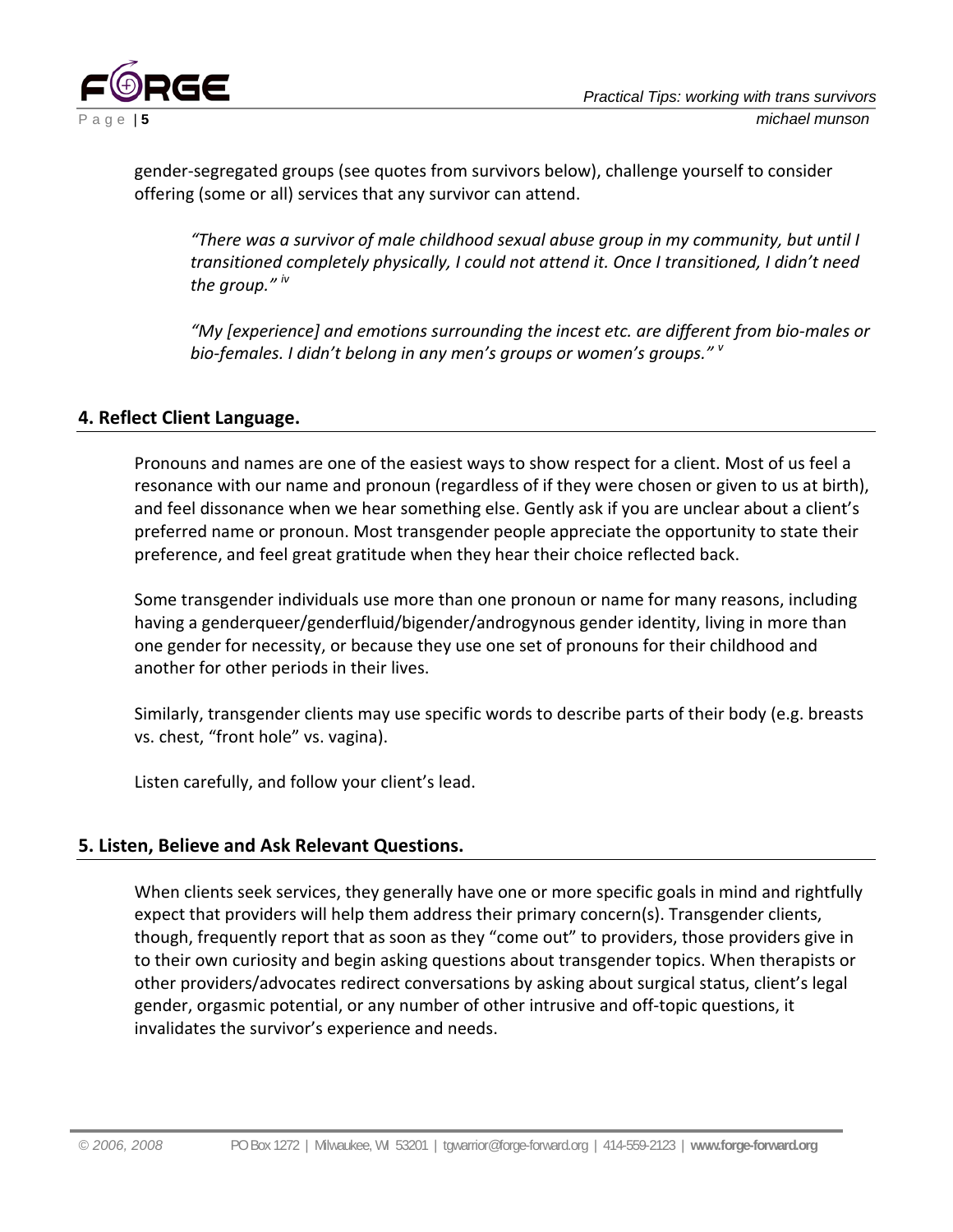gender-segregated groups (see quotes from survivors below), challenge yourself to consider offering (some or all) services that any survivor can attend.

> *"There was a survivor of male childhood sexual abuse group in my community, but until I transitioned completely physically, I could not attend it. Once I transitioned, I didn't need the group."* [iv]
>
> *"My [experience] and emotions surrounding the incest etc. are different from bio-males or bio-females. I didn't belong in any men's groups or women's groups."* [v]

## 4. Reflect Client Language.

Pronouns and names are one of the easiest ways to show respect for a client. Most of us feel a resonance with our name and pronoun (regardless of if they were chosen or given to us at birth), and feel dissonance when we hear something else. Gently ask if you are unclear about a client's preferred name or pronoun. Most transgender people appreciate the opportunity to state their preference, and feel great gratitude when they hear their choice reflected back.

Some transgender individuals use more than one pronoun or name for many reasons, including having a genderqueer/genderfluid/bigender/androgynous gender identity, living in more than one gender for necessity, or because they use one set of pronouns for their childhood and another for other periods in their lives.

Similarly, transgender clients may use specific words to describe parts of their body (e.g. breasts vs. chest, "front hole" vs. vagina).

Listen carefully, and follow your client's lead.

## 5. Listen, Believe and Ask Relevant Questions.

When clients seek services, they generally have one or more specific goals in mind and rightfully expect that providers will help them address their primary concern(s). Transgender clients, though, frequently report that as soon as they "come out" to providers, those providers give in to their own curiosity and begin asking questions about transgender topics. When therapists or other providers/advocates redirect conversations by asking about surgical status, client's legal gender, orgasmic potential, or any number of other intrusive and off-topic questions, it invalidates the survivor's experience and needs.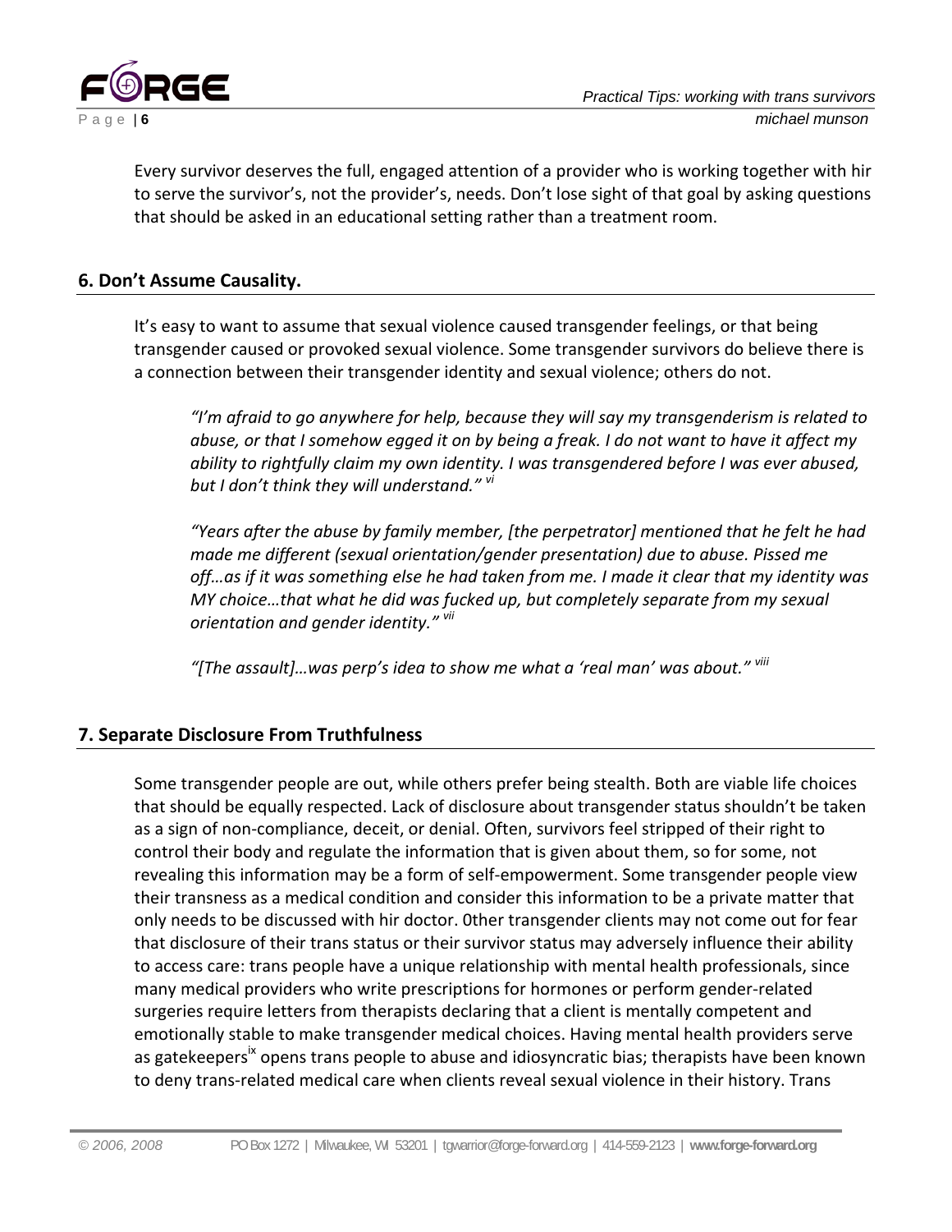Every survivor deserves the full, engaged attention of a provider who is working together with hir to serve the survivor's, not the provider's, needs. Don't lose sight of that goal by asking questions that should be asked in an educational setting rather than a treatment room.

## 6. Don't Assume Causality.

It's easy to want to assume that sexual violence caused transgender feelings, or that being transgender caused or provoked sexual violence. Some transgender survivors do believe there is a connection between their transgender identity and sexual violence; others do not.

> *"I'm afraid to go anywhere for help, because they will say my transgenderism is related to abuse, or that I somehow egged it on by being a freak. I do not want to have it affect my ability to rightfully claim my own identity. I was transgendered before I was ever abused, but I don't think they will understand."* [vi]
>
> *"Years after the abuse by family member, [the perpetrator] mentioned that he felt he had made me different (sexual orientation/gender presentation) due to abuse. Pissed me off…as if it was something else he had taken from me. I made it clear that my identity was MY choice…that what he did was fucked up, but completely separate from my sexual orientation and gender identity."* [vii]
>
> *"[The assault]…was perp's idea to show me what a 'real man' was about."* [viii]

## 7. Separate Disclosure From Truthfulness

Some transgender people are out, while others prefer being stealth. Both are viable life choices that should be equally respected. Lack of disclosure about transgender status shouldn't be taken as a sign of non-compliance, deceit, or denial. Often, survivors feel stripped of their right to control their body and regulate the information that is given about them, so for some, not revealing this information may be a form of self-empowerment. Some transgender people view their transness as a medical condition and consider this information to be a private matter that only needs to be discussed with hir doctor. 0ther transgender clients may not come out for fear that disclosure of their trans status or their survivor status may adversely influence their ability to access care: trans people have a unique relationship with mental health professionals, since many medical providers who write prescriptions for hormones or perform gender-related surgeries require letters from therapists declaring that a client is mentally competent and emotionally stable to make transgender medical choices. Having mental health providers serve as gatekeepers[ix] opens trans people to abuse and idiosyncratic bias; therapists have been known to deny trans-related medical care when clients reveal sexual violence in their history. Trans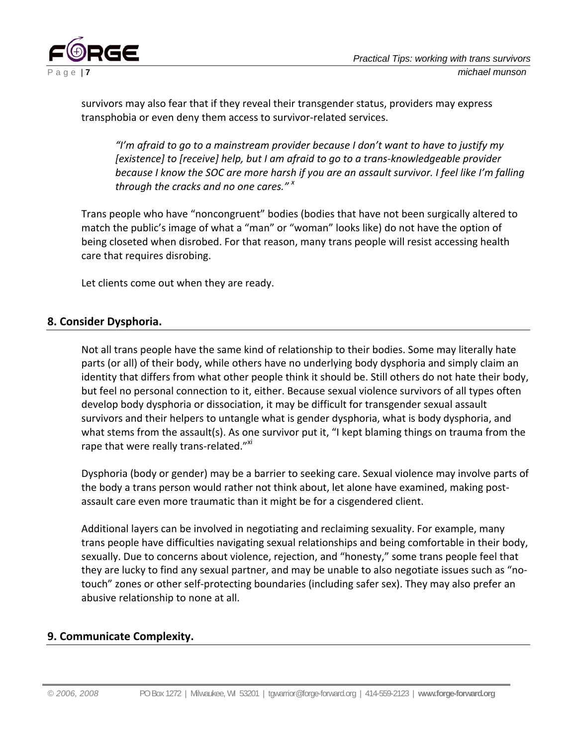survivors may also fear that if they reveal their transgender status, providers may express transphobia or even deny them access to survivor-related services.

> *"I'm afraid to go to a mainstream provider because I don't want to have to justify my [existence] to [receive] help, but I am afraid to go to a trans-knowledgeable provider because I know the SOC are more harsh if you are an assault survivor. I feel like I'm falling through the cracks and no one cares."* [x]

Trans people who have "noncongruent" bodies (bodies that have not been surgically altered to match the public's image of what a "man" or "woman" looks like) do not have the option of being closeted when disrobed. For that reason, many trans people will resist accessing health care that requires disrobing.

Let clients come out when they are ready.

## 8. Consider Dysphoria.

Not all trans people have the same kind of relationship to their bodies. Some may literally hate parts (or all) of their body, while others have no underlying body dysphoria and simply claim an identity that differs from what other people think it should be. Still others do not hate their body, but feel no personal connection to it, either. Because sexual violence survivors of all types often develop body dysphoria or dissociation, it may be difficult for transgender sexual assault survivors and their helpers to untangle what is gender dysphoria, what is body dysphoria, and what stems from the assault(s). As one survivor put it, "I kept blaming things on trauma from the rape that were really trans-related."[xi]

Dysphoria (body or gender) may be a barrier to seeking care. Sexual violence may involve parts of the body a trans person would rather not think about, let alone have examined, making post-assault care even more traumatic than it might be for a cisgendered client.

Additional layers can be involved in negotiating and reclaiming sexuality. For example, many trans people have difficulties navigating sexual relationships and being comfortable in their body, sexually. Due to concerns about violence, rejection, and "honesty," some trans people feel that they are lucky to find any sexual partner, and may be unable to also negotiate issues such as "no-touch" zones or other self-protecting boundaries (including safer sex). They may also prefer an abusive relationship to none at all.

## 9. Communicate Complexity.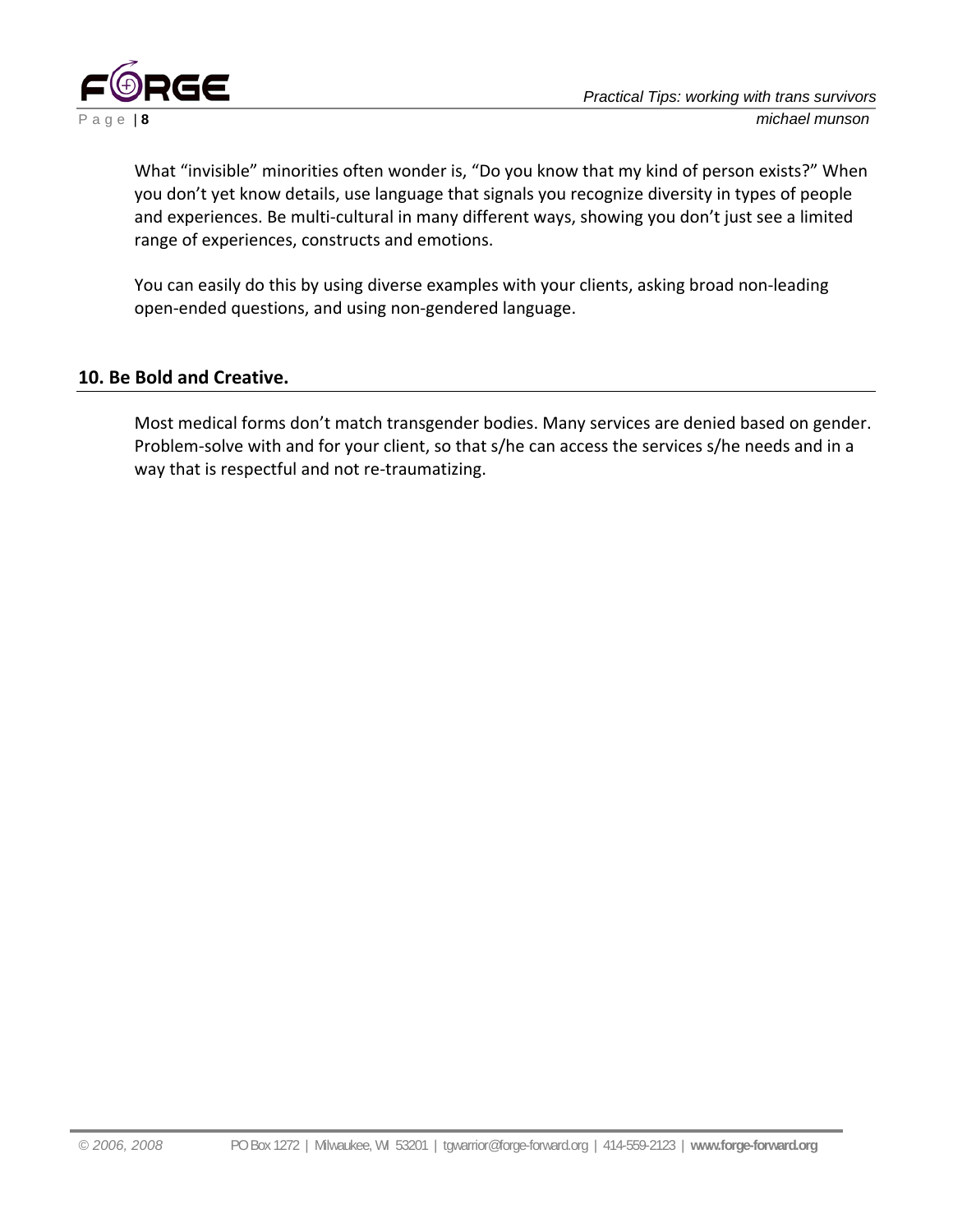What "invisible" minorities often wonder is, "Do you know that my kind of person exists?" When you don't yet know details, use language that signals you recognize diversity in types of people and experiences. Be multi-cultural in many different ways, showing you don't just see a limited range of experiences, constructs and emotions.

You can easily do this by using diverse examples with your clients, asking broad non-leading open-ended questions, and using non-gendered language.

## 10. Be Bold and Creative.

Most medical forms don't match transgender bodies. Many services are denied based on gender. Problem-solve with and for your client, so that s/he can access the services s/he needs and in a way that is respectful and not re-traumatizing.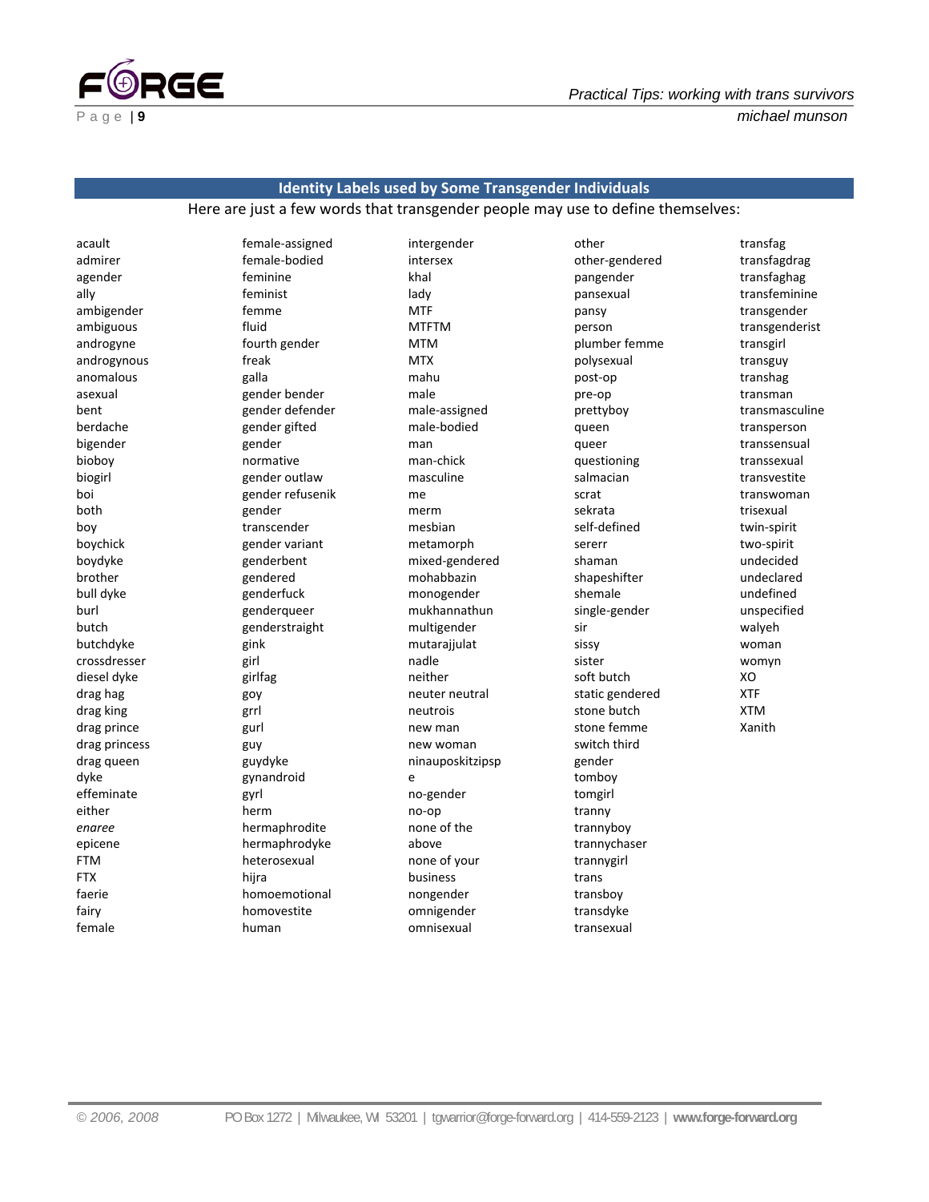## Identity Labels used by Some Transgender Individuals

Here are just a few words that transgender people may use to define themselves:

acault
admirer
agender
ally
ambigender
ambiguous
androgyne
androgynous
anomalous
asexual
bent
berdache
bigender
bioboy
biogirl
boi
both
boy
boychick
boydyke
brother
bull dyke
burl
butch
butchdyke
crossdresser
diesel dyke
drag hag
drag king
drag prince
drag princess
drag queen
dyke
effeminate
either
*enaree*
epicene
FTM
FTX
faerie
fairy
female
female-assigned
female-bodied
feminine
feminist
femme
fluid
fourth gender
freak
galla
gender bender
gender defender
gender gifted
gender normative
gender outlaw
gender refusenik
gender transcender
gender variant
genderbent
gendered
genderfuck
genderqueer
genderstraight
gink
girl
girlfag
goy
grrl
gurl
guy
guydyke
gynandroid
gyrl
herm
hermaphrodite
hermaphrodyke
heterosexual
hijra
homoemotional
homovestite
human
intergender
intersex
khal
lady
MTF
MTFTM
MTM
MTX
mahu
male
male-assigned
male-bodied
man
man-chick
masculine
me
merm
mesbian
metamorph
mixed-gendered
mohabbazin
monogender
mukhannathun
multigender
mutarajjulat
nadle
neither
neuter neutral
neutrois
new man
new woman
ninauposkitzipspe
no-gender
no-op
none of the above
none of your business
nongender
omnigender
omnisexual
other
other-gendered
pangender
pansexual
pansy
person
plumber femme
polysexual
post-op
pre-op
prettyboy
queen
queer
questioning
salmacian
scrat
sekrata
self-defined
sererr
shaman
shapeshifter
shemale
single-gender
sir
sissy
sister
soft butch
static gendered
stone butch
stone femme
switch third gender
tomboy
tomgirl
tranny
trannyboy
trannychaser
trannygirl
trans
transboy
transdyke
transexual
transfag
transfagdrag
transfaghag
transfeminine
transgender
transgenderist
transgirl
transguy
transhag
transman
transmasculine
transperson
transsensual
transsexual
transvestite
transwoman
trisexual
twin-spirit
two-spirit
undecided
undeclared
undefined
unspecified
walyeh
woman
womyn
XO
XTF
XTM
Xanith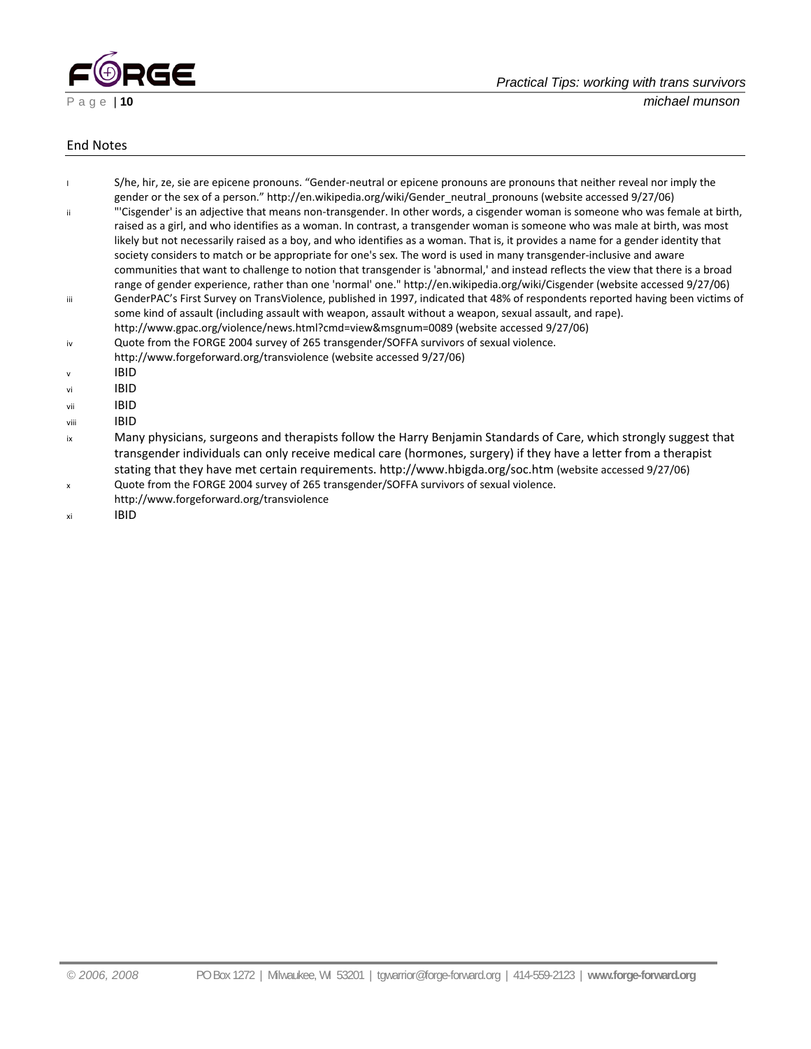## End Notes

i S/he, hir, ze, sie are epicene pronouns. “Gender-neutral or epicene pronouns are pronouns that neither reveal nor imply the gender or the sex of a person.” http://en.wikipedia.org/wiki/Gender_neutral_pronouns (website accessed 9/27/06)

ii "'Cisgender' is an adjective that means non-transgender. In other words, a cisgender woman is someone who was female at birth, raised as a girl, and who identifies as a woman. In contrast, a transgender woman is someone who was male at birth, was most likely but not necessarily raised as a boy, and who identifies as a woman. That is, it provides a name for a gender identity that society considers to match or be appropriate for one's sex. The word is used in many transgender-inclusive and aware communities that want to challenge to notion that transgender is 'abnormal,' and instead reflects the view that there is a broad range of gender experience, rather than one 'normal' one." http://en.wikipedia.org/wiki/Cisgender (website accessed 9/27/06)

iii GenderPAC's First Survey on TransViolence, published in 1997, indicated that 48% of respondents reported having been victims of some kind of assault (including assault with weapon, assault without a weapon, sexual assault, and rape). http://www.gpac.org/violence/news.html?cmd=view&msgnum=0089 (website accessed 9/27/06)

iv Quote from the FORGE 2004 survey of 265 transgender/SOFFA survivors of sexual violence. http://www.forgeforward.org/transviolence (website accessed 9/27/06)

v IBID

vi IBID

vii IBID

viii IBID

ix Many physicians, surgeons and therapists follow the Harry Benjamin Standards of Care, which strongly suggest that transgender individuals can only receive medical care (hormones, surgery) if they have a letter from a therapist stating that they have met certain requirements. http://www.hbigda.org/soc.htm (website accessed 9/27/06)

x Quote from the FORGE 2004 survey of 265 transgender/SOFFA survivors of sexual violence. http://www.forgeforward.org/transviolence

xi IBID